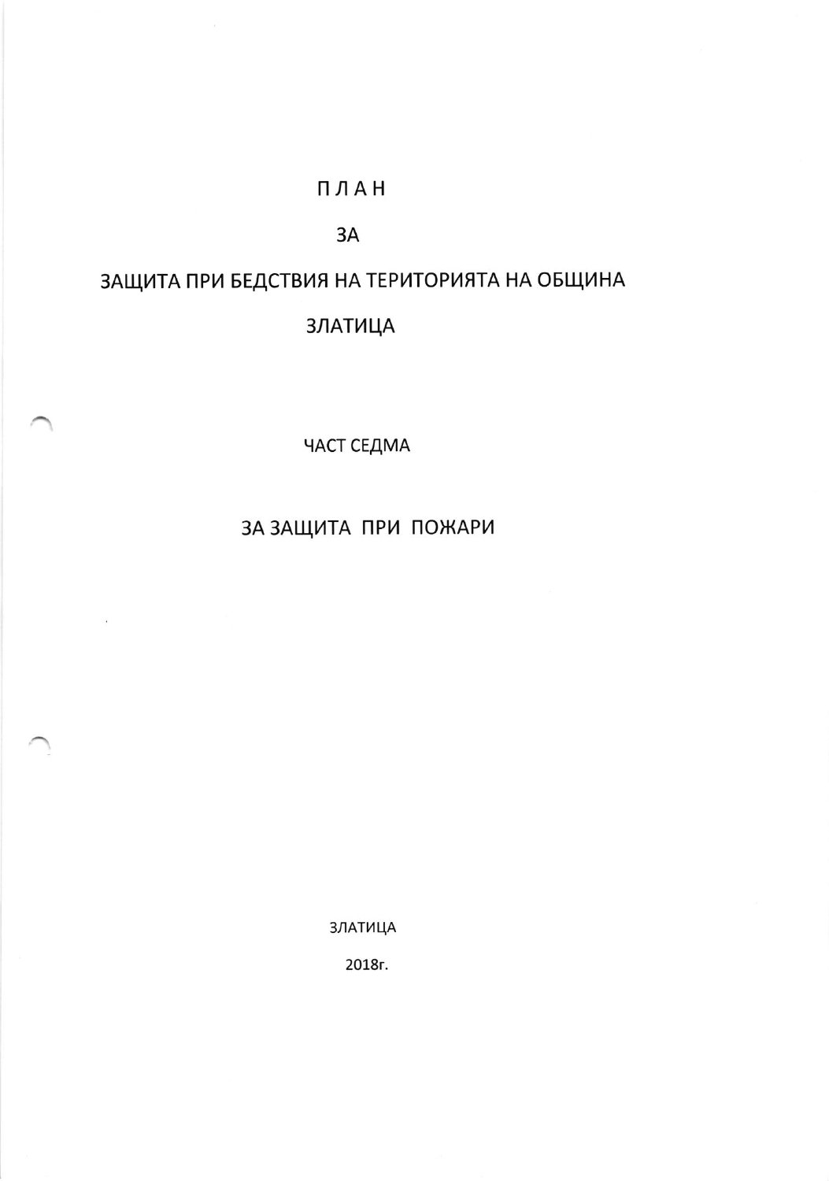# П Л А Н

# ЗА

# ЗАЩИТА ПРИ БЕДСТВИЯ НА ТЕРИТОРИЯТА НА ОБЩИНА ЗЛАТИЦА

## ЧАСТ СЕДМА

## ЗА ЗАЩИТА ПРИ ПОЖАРИ

ЗЛАТИЦА

2018г.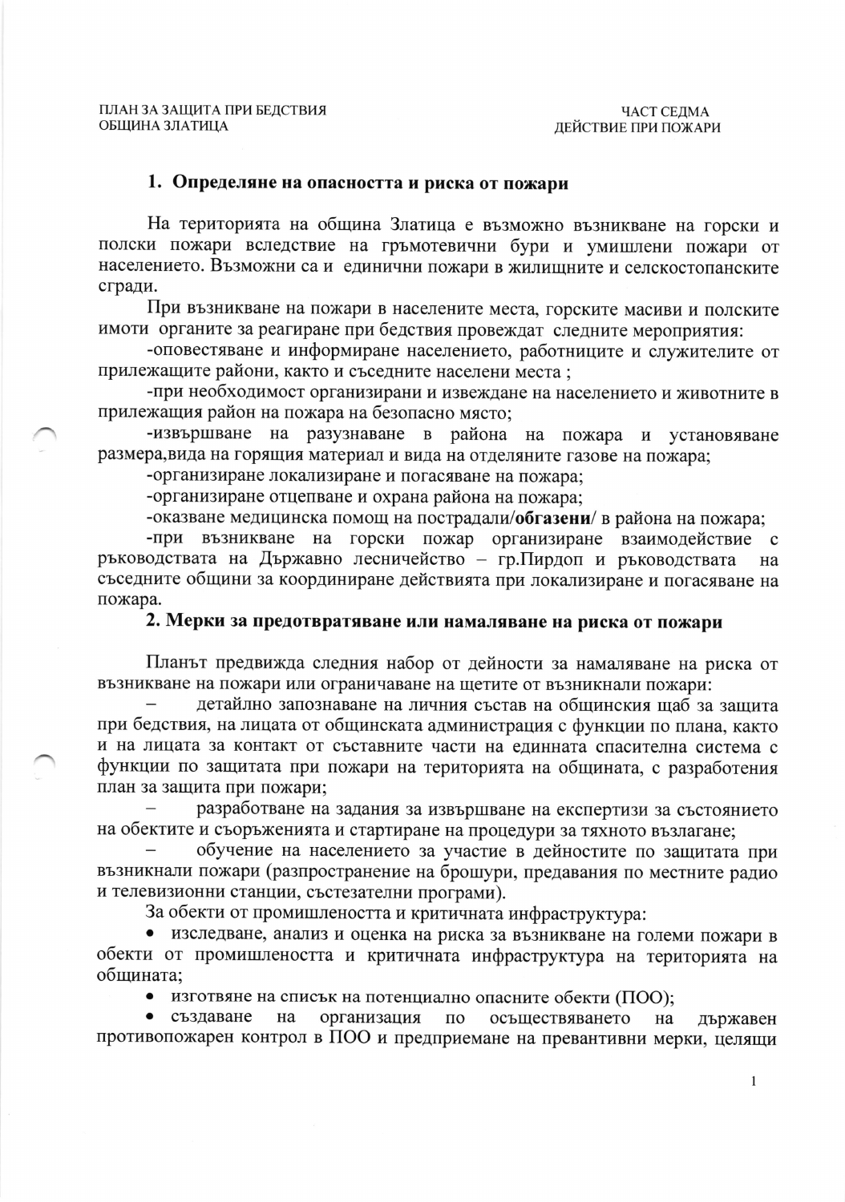## 1. Определяне на опасността и риска от пожари

На територията на община Златица е възможно възникване на горски и полски пожари вследствие на гръмотевични бури и умишлени пожари от населението. Възможни са и единични пожари в жилищните и селскостопанските сгради.

При възникване на пожари в населените места, горските масиви и полските имоти органите за реагиране при бедствия провеждат следните мероприятия:

-оповестяване и информиране населението, работниците и служителите от прилежащите райони, както и съседните населени места ;

-при необходимост организирани и извеждане на населението и животните в прилежащия район на пожара на безопасно място;

-извършване на разузнаване в района на пожара и установяване размера,вида на горящия материал и вида на отделяните газове на пожара;

-организиране локализиране и погасяване на пожара;

-организиране отцепване и охрана района на пожара;

-оказване медицинска помощ на пострадали/**обгазени**/ в района на пожара;

-при възникване на горски пожар организиране взаимодействие с ръководствата на Държавно лесничейство – гр.Пирдоп и ръководствата на съседните общини за координиране действията при локализиране и погасяване на пожара.

## 2. Мерки за предотвратяване или намаляване на риска от пожари

Планът предвижда следния набор от дейности за намаляване на риска от възникване на пожари или ограничаване на щетите от възникнали пожари:

- детайлно запознаване на личния състав на общинския щаб за защита при бедствия, на лицата от общинската администрация с функции по плана, както и на лицата за контакт от съставните части на единната спасителна система с функции по защитата при пожари на територията на общината, с разработения план за защита при пожари;
- разработване на задания за извършване на експертизи за състоянието на обектите и съоръженията и стартиране на процедури за тяхното възлагане;
- обучение на населението за участие в дейностите по защитата при възникнали пожари (разпространение на брошури, предавания по местните радио и телевизионни станции, състезателни програми).

За обекти от промишлеността и критичната инфраструктура:

- изследване, анализ и оценка на риска за възникване на големи пожари в обекти от промишлеността и критичната инфраструктура на територията на общината;
- изготвяне на списък на потенциално опасните обекти (ПОО);
- създаване на организация по осъществяването на държавен противопожарен контрол в ПОО и предприемане на превантивни мерки, целящи